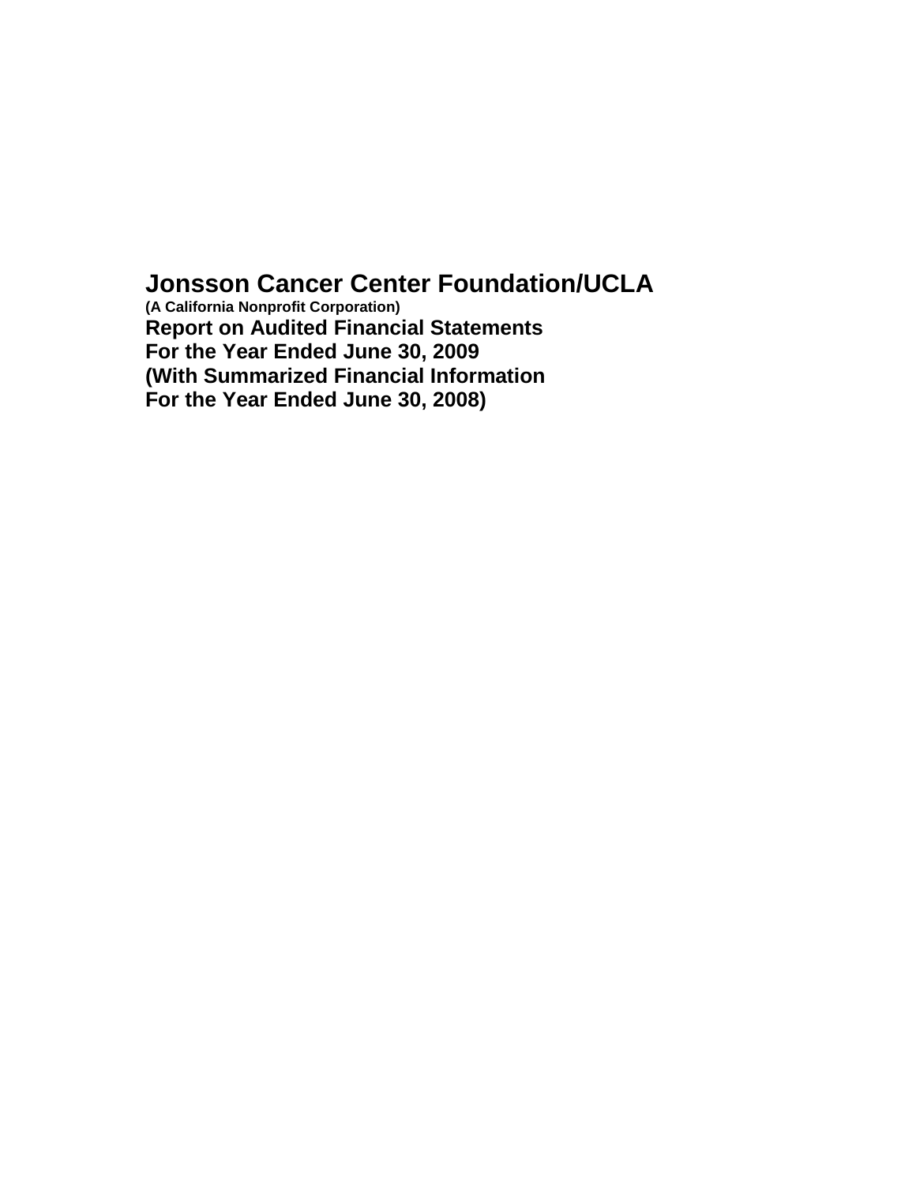# Jonsson Cancer Center Foundation/UCLA

**(A California Nonprofit Corporation)**

**Report on Audited Financial Statements**
**For the Year Ended June 30, 2009**
**(With Summarized Financial Information**
**For the Year Ended June 30, 2008)**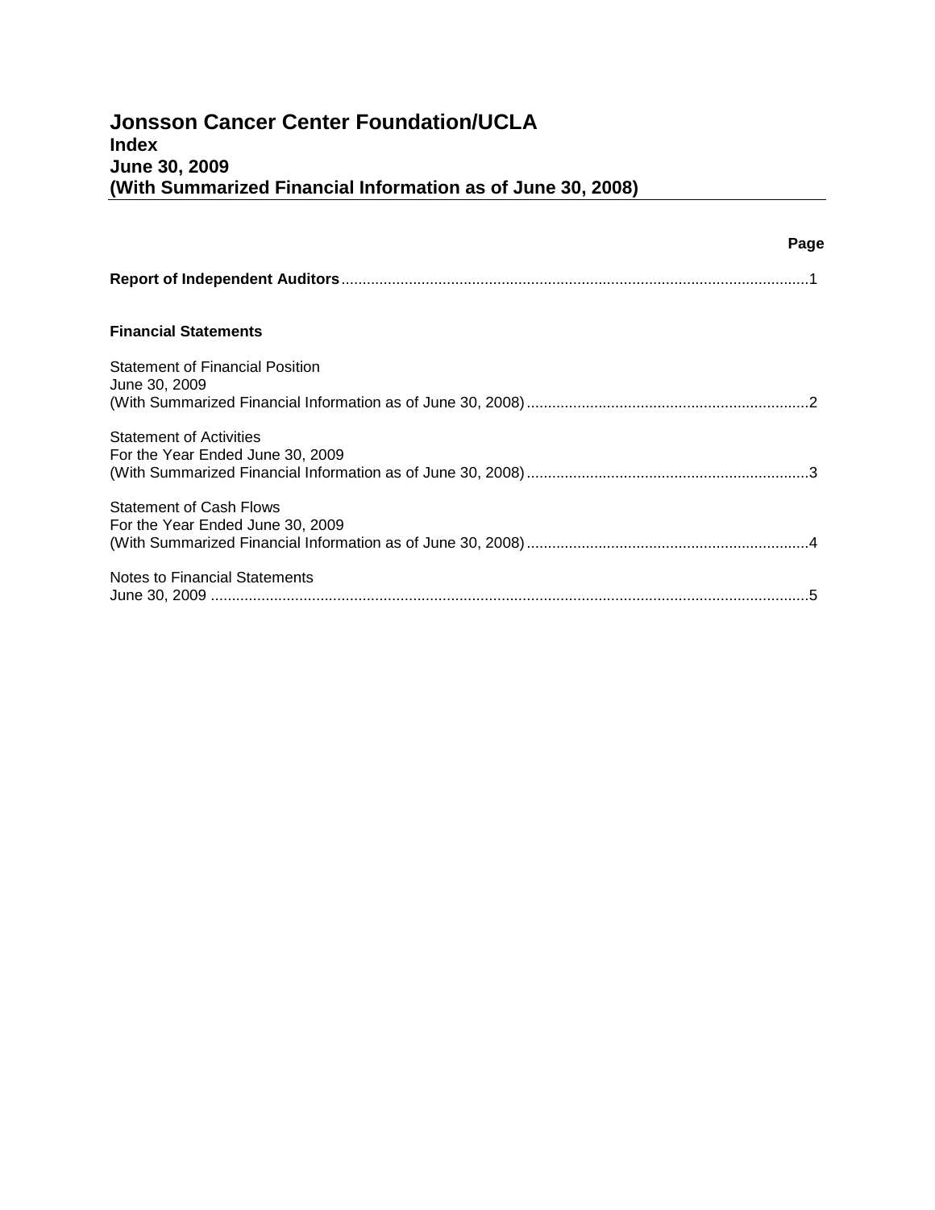# Jonsson Cancer Center Foundation/UCLA
## Index
## June 30, 2009
## (With Summarized Financial Information as of June 30, 2008)

| | Page |
|---|---|
| **Report of Independent Auditors** | 1 |
| **Financial Statements** | |
| Statement of Financial Position<br>June 30, 2009<br>(With Summarized Financial Information as of June 30, 2008) | 2 |
| Statement of Activities<br>For the Year Ended June 30, 2009<br>(With Summarized Financial Information as of June 30, 2008) | 3 |
| Statement of Cash Flows<br>For the Year Ended June 30, 2009<br>(With Summarized Financial Information as of June 30, 2008) | 4 |
| Notes to Financial Statements<br>June 30, 2009 | 5 |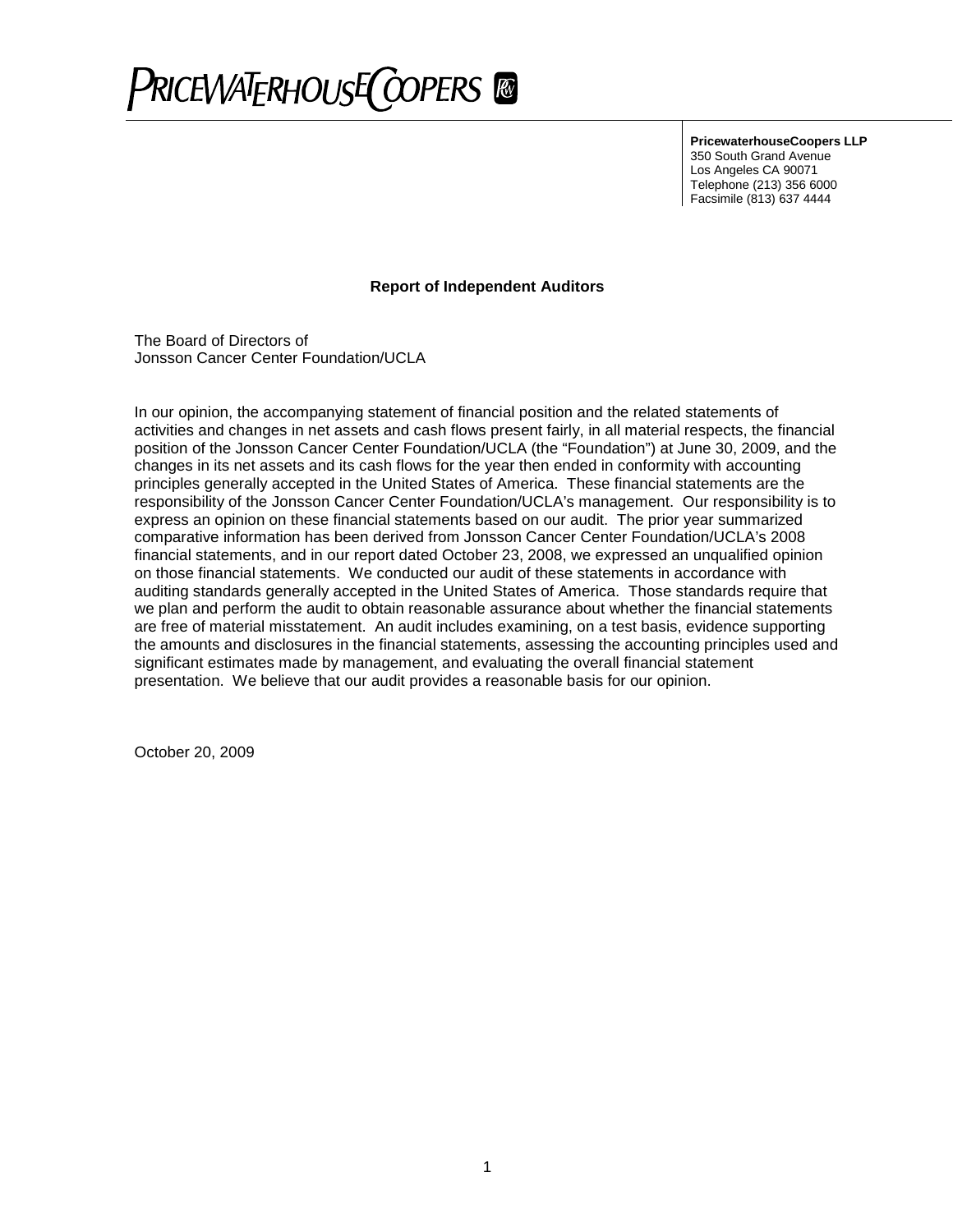PRICEWATERHOUSECOOPERS

**PricewaterhouseCoopers LLP**
350 South Grand Avenue
Los Angeles CA 90071
Telephone (213) 356 6000
Facsimile (813) 637 4444

## Report of Independent Auditors

The Board of Directors of
Jonsson Cancer Center Foundation/UCLA

In our opinion, the accompanying statement of financial position and the related statements of activities and changes in net assets and cash flows present fairly, in all material respects, the financial position of the Jonsson Cancer Center Foundation/UCLA (the "Foundation") at June 30, 2009, and the changes in its net assets and its cash flows for the year then ended in conformity with accounting principles generally accepted in the United States of America. These financial statements are the responsibility of the Jonsson Cancer Center Foundation/UCLA's management. Our responsibility is to express an opinion on these financial statements based on our audit. The prior year summarized comparative information has been derived from Jonsson Cancer Center Foundation/UCLA's 2008 financial statements, and in our report dated October 23, 2008, we expressed an unqualified opinion on those financial statements. We conducted our audit of these statements in accordance with auditing standards generally accepted in the United States of America. Those standards require that we plan and perform the audit to obtain reasonable assurance about whether the financial statements are free of material misstatement. An audit includes examining, on a test basis, evidence supporting the amounts and disclosures in the financial statements, assessing the accounting principles used and significant estimates made by management, and evaluating the overall financial statement presentation. We believe that our audit provides a reasonable basis for our opinion.

October 20, 2009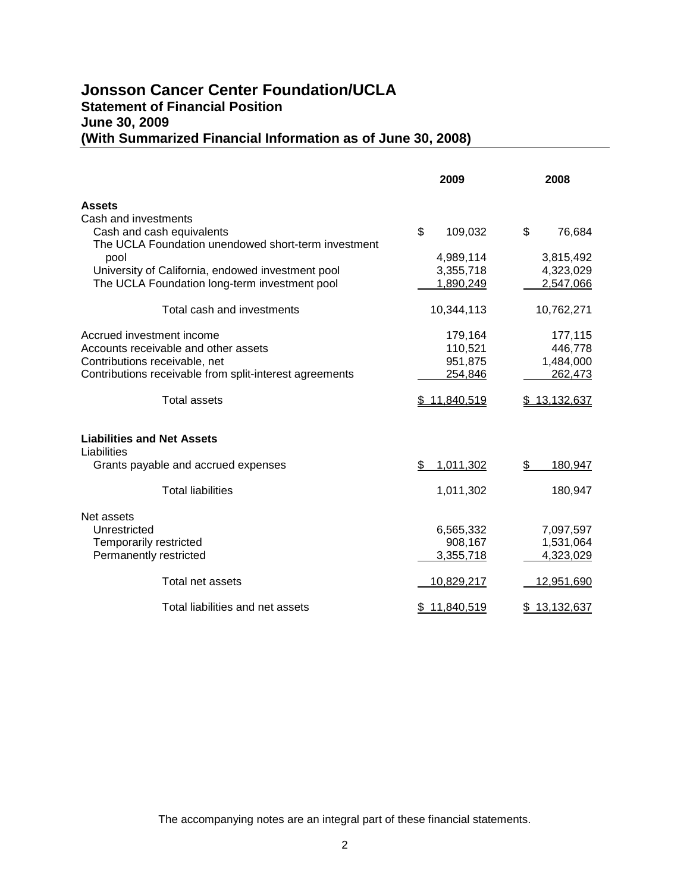# Jonsson Cancer Center Foundation/UCLA
## Statement of Financial Position
## June 30, 2009
## (With Summarized Financial Information as of June 30, 2008)

| | 2009 | 2008 |
|---|---|---|
| **Assets** | | |
| Cash and investments | | |
| Cash and cash equivalents | $ 109,032 | $ 76,684 |
| The UCLA Foundation unendowed short-term investment pool | 4,989,114 | 3,815,492 |
| University of California, endowed investment pool | 3,355,718 | 4,323,029 |
| The UCLA Foundation long-term investment pool | 1,890,249 | 2,547,066 |
| Total cash and investments | 10,344,113 | 10,762,271 |
| Accrued investment income | 179,164 | 177,115 |
| Accounts receivable and other assets | 110,521 | 446,778 |
| Contributions receivable, net | 951,875 | 1,484,000 |
| Contributions receivable from split-interest agreements | 254,846 | 262,473 |
| Total assets | $ 11,840,519 | $ 13,132,637 |
| **Liabilities and Net Assets** | | |
| Liabilities | | |
| Grants payable and accrued expenses | $ 1,011,302 | $ 180,947 |
| Total liabilities | 1,011,302 | 180,947 |
| Net assets | | |
| Unrestricted | 6,565,332 | 7,097,597 |
| Temporarily restricted | 908,167 | 1,531,064 |
| Permanently restricted | 3,355,718 | 4,323,029 |
| Total net assets | 10,829,217 | 12,951,690 |
| Total liabilities and net assets | $ 11,840,519 | $ 13,132,637 |

The accompanying notes are an integral part of these financial statements.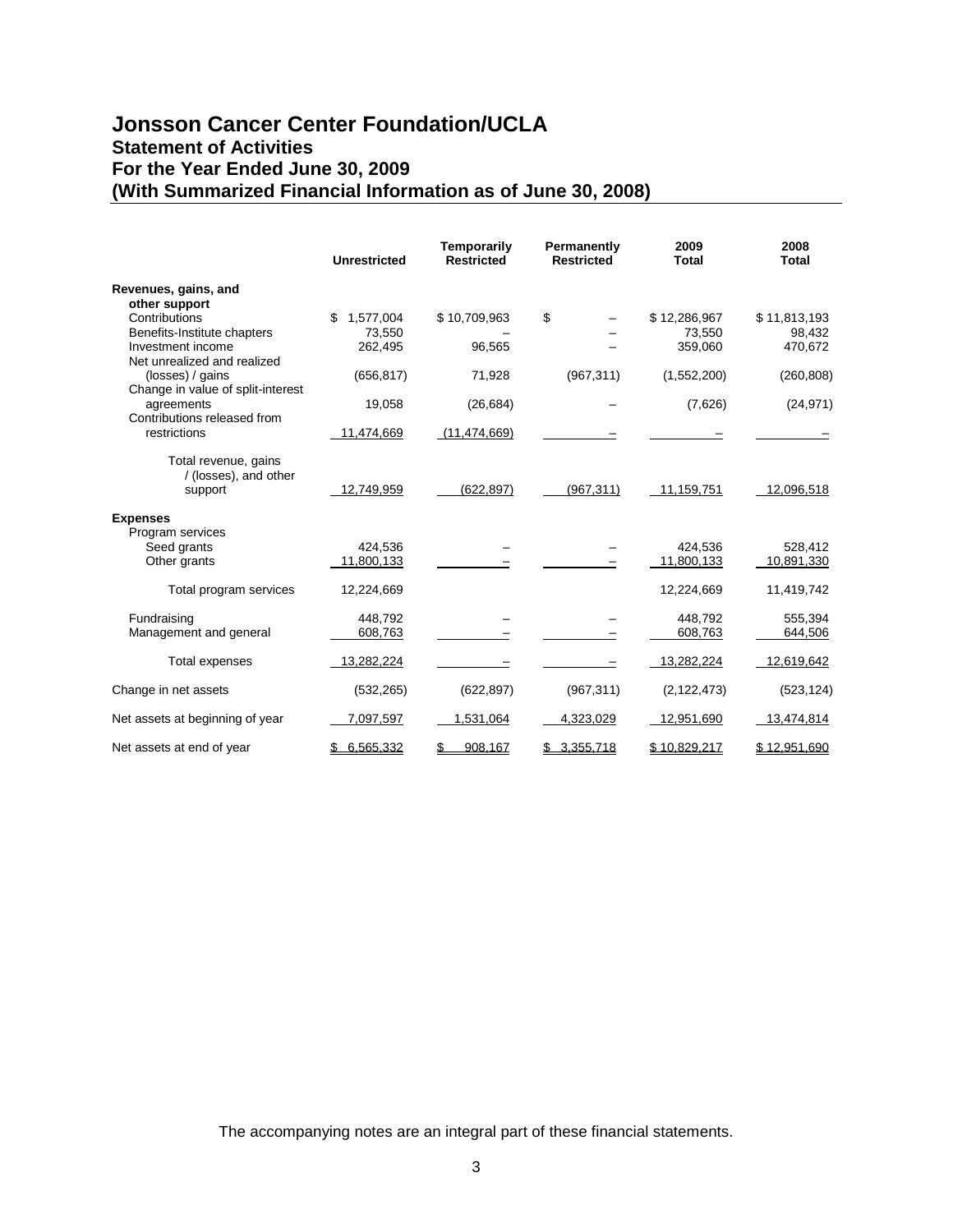# Jonsson Cancer Center Foundation/UCLA

## Statement of Activities

## For the Year Ended June 30, 2009

## (With Summarized Financial Information as of June 30, 2008)

| | Unrestricted | Temporarily Restricted | Permanently Restricted | 2009 Total | 2008 Total |
|---|---|---|---|---|---|
| **Revenues, gains, and other support** | | | | | |
| Contributions | $ 1,577,004 | $ 10,709,963 | $ – | $ 12,286,967 | $ 11,813,193 |
| Benefits-Institute chapters | 73,550 | – | – | 73,550 | 98,432 |
| Investment income | 262,495 | 96,565 | – | 359,060 | 470,672 |
| Net unrealized and realized (losses) / gains | (656,817) | 71,928 | (967,311) | (1,552,200) | (260,808) |
| Change in value of split-interest agreements | 19,058 | (26,684) | – | (7,626) | (24,971) |
| Contributions released from restrictions | 11,474,669 | (11,474,669) | – | – | – |
| Total revenue, gains / (losses), and other support | 12,749,959 | (622,897) | (967,311) | 11,159,751 | 12,096,518 |
| **Expenses** | | | | | |
| Program services | | | | | |
| Seed grants | 424,536 | – | – | 424,536 | 528,412 |
| Other grants | 11,800,133 | – | – | 11,800,133 | 10,891,330 |
| Total program services | 12,224,669 | | | 12,224,669 | 11,419,742 |
| Fundraising | 448,792 | – | – | 448,792 | 555,394 |
| Management and general | 608,763 | – | – | 608,763 | 644,506 |
| Total expenses | 13,282,224 | – | – | 13,282,224 | 12,619,642 |
| Change in net assets | (532,265) | (622,897) | (967,311) | (2,122,473) | (523,124) |
| Net assets at beginning of year | 7,097,597 | 1,531,064 | 4,323,029 | 12,951,690 | 13,474,814 |
| Net assets at end of year | $ 6,565,332 | $ 908,167 | $ 3,355,718 | $ 10,829,217 | $ 12,951,690 |

The accompanying notes are an integral part of these financial statements.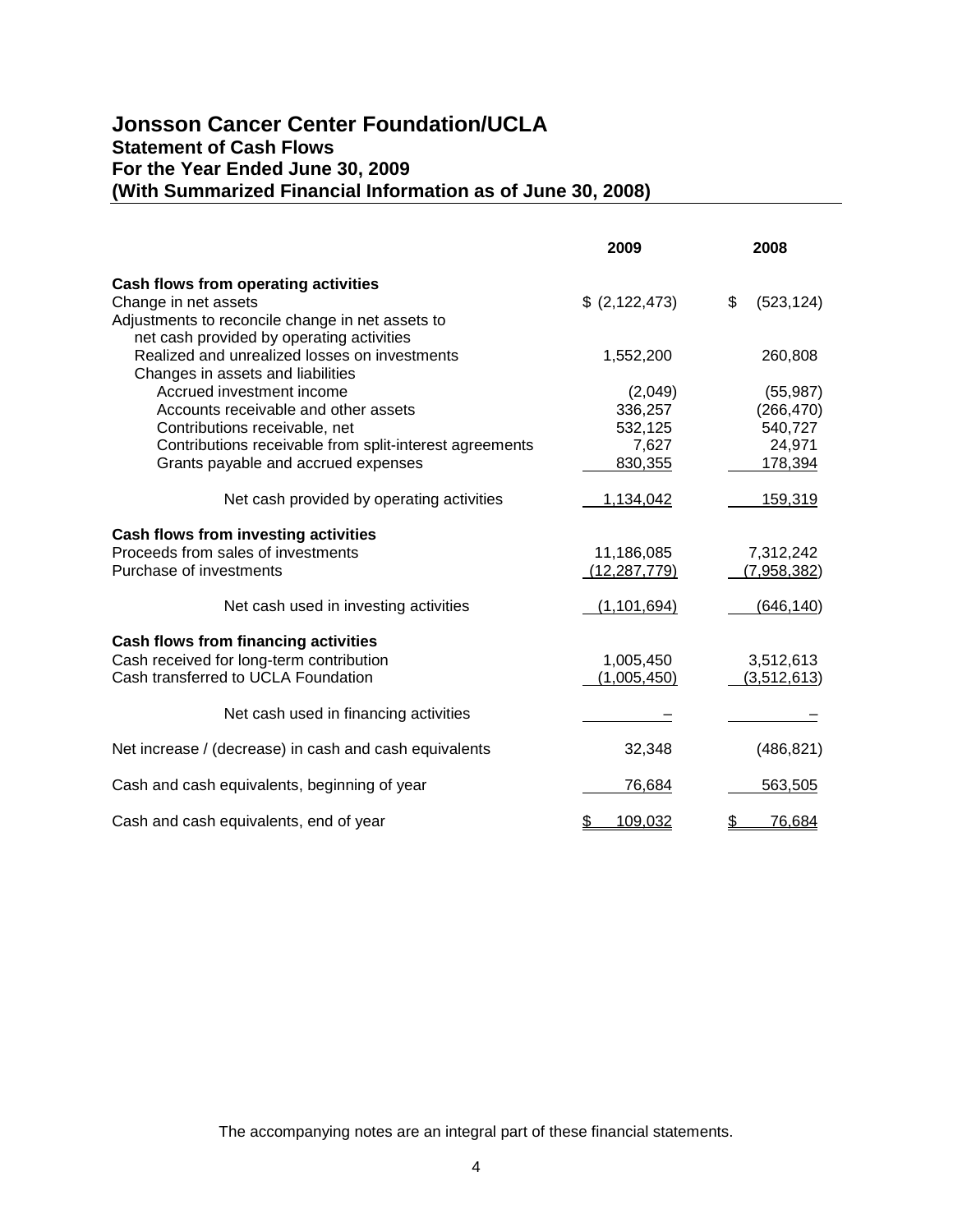# Jonsson Cancer Center Foundation/UCLA

## Statement of Cash Flows

## For the Year Ended June 30, 2009

## (With Summarized Financial Information as of June 30, 2008)

| | 2009 | 2008 |
|---|---|---|
| **Cash flows from operating activities** | | |
| Change in net assets | $ (2,122,473) | $ (523,124) |
| Adjustments to reconcile change in net assets to net cash provided by operating activities | | |
| Realized and unrealized losses on investments | 1,552,200 | 260,808 |
| Changes in assets and liabilities | | |
| Accrued investment income | (2,049) | (55,987) |
| Accounts receivable and other assets | 336,257 | (266,470) |
| Contributions receivable, net | 532,125 | 540,727 |
| Contributions receivable from split-interest agreements | 7,627 | 24,971 |
| Grants payable and accrued expenses | 830,355 | 178,394 |
| Net cash provided by operating activities | 1,134,042 | 159,319 |
| **Cash flows from investing activities** | | |
| Proceeds from sales of investments | 11,186,085 | 7,312,242 |
| Purchase of investments | (12,287,779) | (7,958,382) |
| Net cash used in investing activities | (1,101,694) | (646,140) |
| **Cash flows from financing activities** | | |
| Cash received for long-term contribution | 1,005,450 | 3,512,613 |
| Cash transferred to UCLA Foundation | (1,005,450) | (3,512,613) |
| Net cash used in financing activities | – | – |
| Net increase / (decrease) in cash and cash equivalents | 32,348 | (486,821) |
| Cash and cash equivalents, beginning of year | 76,684 | 563,505 |
| Cash and cash equivalents, end of year | $ 109,032 | $ 76,684 |

The accompanying notes are an integral part of these financial statements.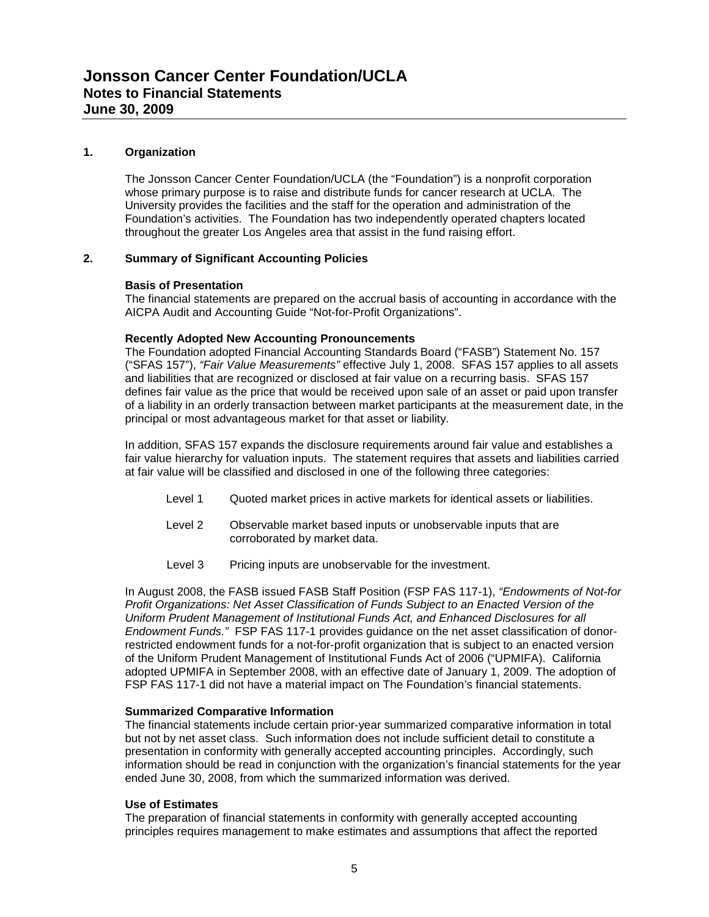# Jonsson Cancer Center Foundation/UCLA
## Notes to Financial Statements
## June 30, 2009

### 1. Organization

The Jonsson Cancer Center Foundation/UCLA (the "Foundation") is a nonprofit corporation whose primary purpose is to raise and distribute funds for cancer research at UCLA. The University provides the facilities and the staff for the operation and administration of the Foundation's activities. The Foundation has two independently operated chapters located throughout the greater Los Angeles area that assist in the fund raising effort.

### 2. Summary of Significant Accounting Policies

**Basis of Presentation**

The financial statements are prepared on the accrual basis of accounting in accordance with the AICPA Audit and Accounting Guide "Not-for-Profit Organizations".

**Recently Adopted New Accounting Pronouncements**

The Foundation adopted Financial Accounting Standards Board ("FASB") Statement No. 157 ("SFAS 157"), *"Fair Value Measurements"* effective July 1, 2008. SFAS 157 applies to all assets and liabilities that are recognized or disclosed at fair value on a recurring basis. SFAS 157 defines fair value as the price that would be received upon sale of an asset or paid upon transfer of a liability in an orderly transaction between market participants at the measurement date, in the principal or most advantageous market for that asset or liability.

In addition, SFAS 157 expands the disclosure requirements around fair value and establishes a fair value hierarchy for valuation inputs. The statement requires that assets and liabilities carried at fair value will be classified and disclosed in one of the following three categories:

- Level 1 Quoted market prices in active markets for identical assets or liabilities.
- Level 2 Observable market based inputs or unobservable inputs that are corroborated by market data.
- Level 3 Pricing inputs are unobservable for the investment.

In August 2008, the FASB issued FASB Staff Position (FSP FAS 117-1), *"Endowments of Not-for Profit Organizations: Net Asset Classification of Funds Subject to an Enacted Version of the Uniform Prudent Management of Institutional Funds Act, and Enhanced Disclosures for all Endowment Funds."* FSP FAS 117-1 provides guidance on the net asset classification of donor-restricted endowment funds for a not-for-profit organization that is subject to an enacted version of the Uniform Prudent Management of Institutional Funds Act of 2006 ("UPMIFA). California adopted UPMIFA in September 2008, with an effective date of January 1, 2009. The adoption of FSP FAS 117-1 did not have a material impact on The Foundation's financial statements.

**Summarized Comparative Information**

The financial statements include certain prior-year summarized comparative information in total but not by net asset class. Such information does not include sufficient detail to constitute a presentation in conformity with generally accepted accounting principles. Accordingly, such information should be read in conjunction with the organization's financial statements for the year ended June 30, 2008, from which the summarized information was derived.

**Use of Estimates**

The preparation of financial statements in conformity with generally accepted accounting principles requires management to make estimates and assumptions that affect the reported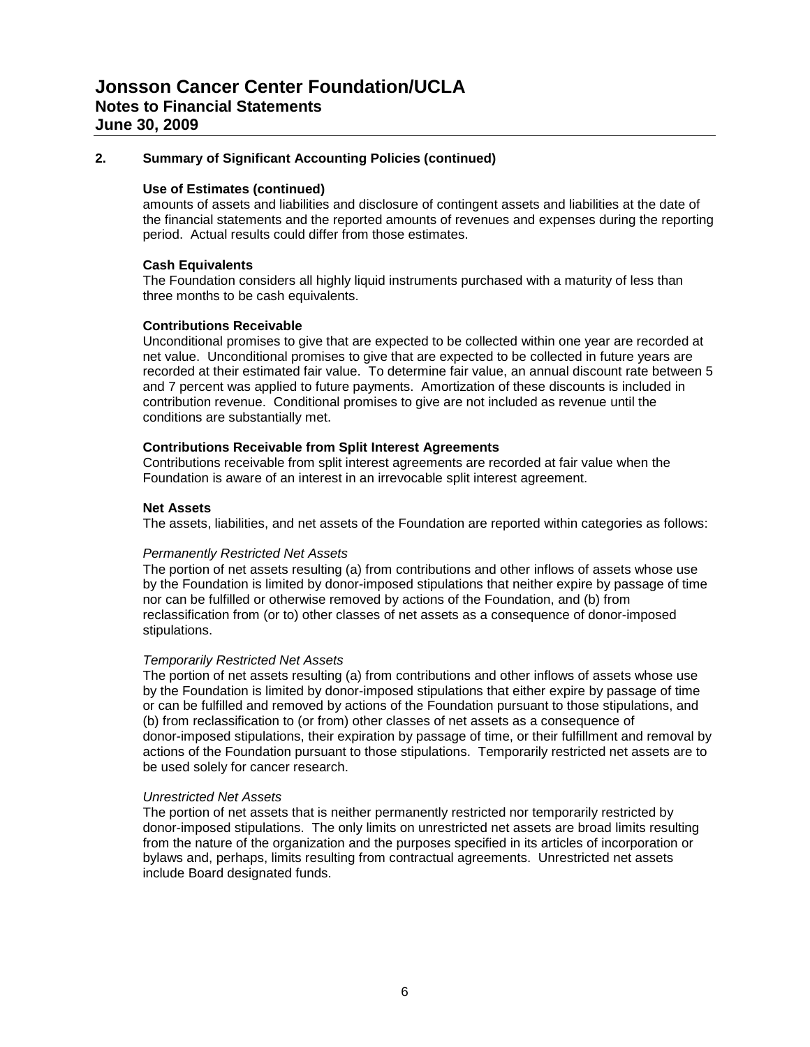## 2. Summary of Significant Accounting Policies (continued)

### Use of Estimates (continued)

amounts of assets and liabilities and disclosure of contingent assets and liabilities at the date of the financial statements and the reported amounts of revenues and expenses during the reporting period. Actual results could differ from those estimates.

### Cash Equivalents

The Foundation considers all highly liquid instruments purchased with a maturity of less than three months to be cash equivalents.

### Contributions Receivable

Unconditional promises to give that are expected to be collected within one year are recorded at net value. Unconditional promises to give that are expected to be collected in future years are recorded at their estimated fair value. To determine fair value, an annual discount rate between 5 and 7 percent was applied to future payments. Amortization of these discounts is included in contribution revenue. Conditional promises to give are not included as revenue until the conditions are substantially met.

### Contributions Receivable from Split Interest Agreements

Contributions receivable from split interest agreements are recorded at fair value when the Foundation is aware of an interest in an irrevocable split interest agreement.

### Net Assets

The assets, liabilities, and net assets of the Foundation are reported within categories as follows:

*Permanently Restricted Net Assets*

The portion of net assets resulting (a) from contributions and other inflows of assets whose use by the Foundation is limited by donor-imposed stipulations that neither expire by passage of time nor can be fulfilled or otherwise removed by actions of the Foundation, and (b) from reclassification from (or to) other classes of net assets as a consequence of donor-imposed stipulations.

*Temporarily Restricted Net Assets*

The portion of net assets resulting (a) from contributions and other inflows of assets whose use by the Foundation is limited by donor-imposed stipulations that either expire by passage of time or can be fulfilled and removed by actions of the Foundation pursuant to those stipulations, and (b) from reclassification to (or from) other classes of net assets as a consequence of donor-imposed stipulations, their expiration by passage of time, or their fulfillment and removal by actions of the Foundation pursuant to those stipulations. Temporarily restricted net assets are to be used solely for cancer research.

*Unrestricted Net Assets*

The portion of net assets that is neither permanently restricted nor temporarily restricted by donor-imposed stipulations. The only limits on unrestricted net assets are broad limits resulting from the nature of the organization and the purposes specified in its articles of incorporation or bylaws and, perhaps, limits resulting from contractual agreements. Unrestricted net assets include Board designated funds.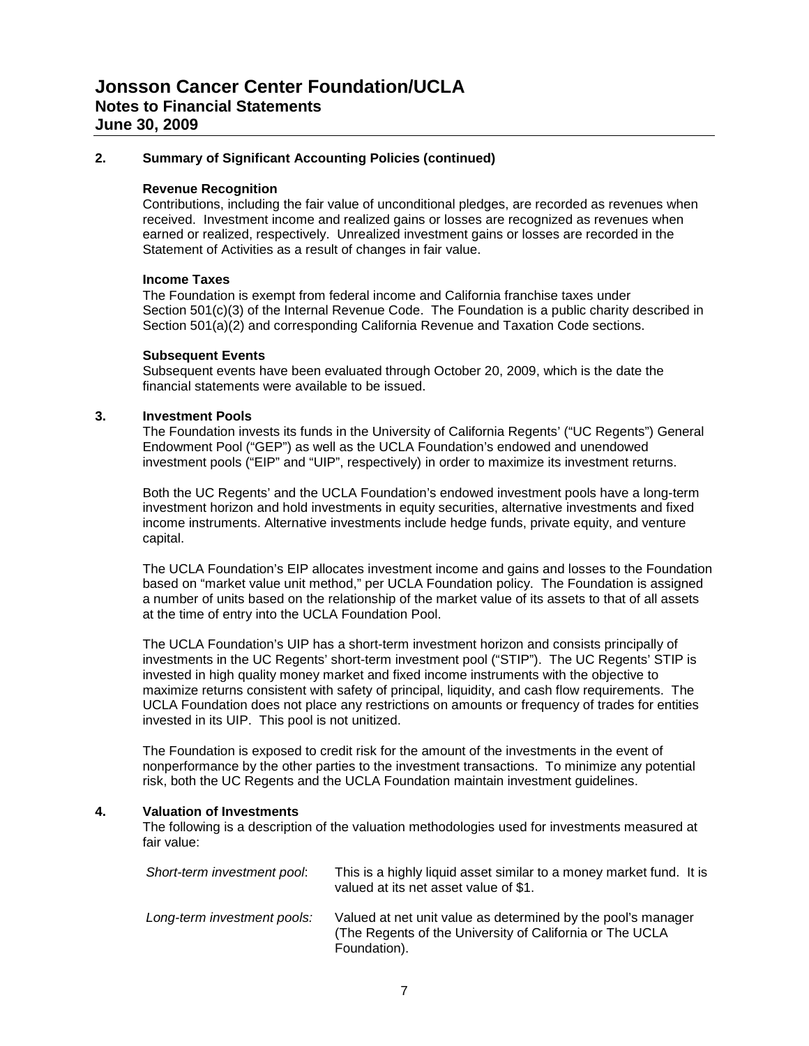## 2. Summary of Significant Accounting Policies (continued)

### Revenue Recognition

Contributions, including the fair value of unconditional pledges, are recorded as revenues when received. Investment income and realized gains or losses are recognized as revenues when earned or realized, respectively. Unrealized investment gains or losses are recorded in the Statement of Activities as a result of changes in fair value.

### Income Taxes

The Foundation is exempt from federal income and California franchise taxes under Section 501(c)(3) of the Internal Revenue Code. The Foundation is a public charity described in Section 501(a)(2) and corresponding California Revenue and Taxation Code sections.

### Subsequent Events

Subsequent events have been evaluated through October 20, 2009, which is the date the financial statements were available to be issued.

## 3. Investment Pools

The Foundation invests its funds in the University of California Regents' ("UC Regents") General Endowment Pool ("GEP") as well as the UCLA Foundation's endowed and unendowed investment pools ("EIP" and "UIP", respectively) in order to maximize its investment returns.

Both the UC Regents' and the UCLA Foundation's endowed investment pools have a long-term investment horizon and hold investments in equity securities, alternative investments and fixed income instruments. Alternative investments include hedge funds, private equity, and venture capital.

The UCLA Foundation's EIP allocates investment income and gains and losses to the Foundation based on "market value unit method," per UCLA Foundation policy. The Foundation is assigned a number of units based on the relationship of the market value of its assets to that of all assets at the time of entry into the UCLA Foundation Pool.

The UCLA Foundation's UIP has a short-term investment horizon and consists principally of investments in the UC Regents' short-term investment pool ("STIP"). The UC Regents' STIP is invested in high quality money market and fixed income instruments with the objective to maximize returns consistent with safety of principal, liquidity, and cash flow requirements. The UCLA Foundation does not place any restrictions on amounts or frequency of trades for entities invested in its UIP. This pool is not unitized.

The Foundation is exposed to credit risk for the amount of the investments in the event of nonperformance by the other parties to the investment transactions. To minimize any potential risk, both the UC Regents and the UCLA Foundation maintain investment guidelines.

## 4. Valuation of Investments

The following is a description of the valuation methodologies used for investments measured at fair value:

*Short-term investment pool*: This is a highly liquid asset similar to a money market fund. It is valued at its net asset value of $1.

*Long-term investment pools:* Valued at net unit value as determined by the pool's manager (The Regents of the University of California or The UCLA Foundation).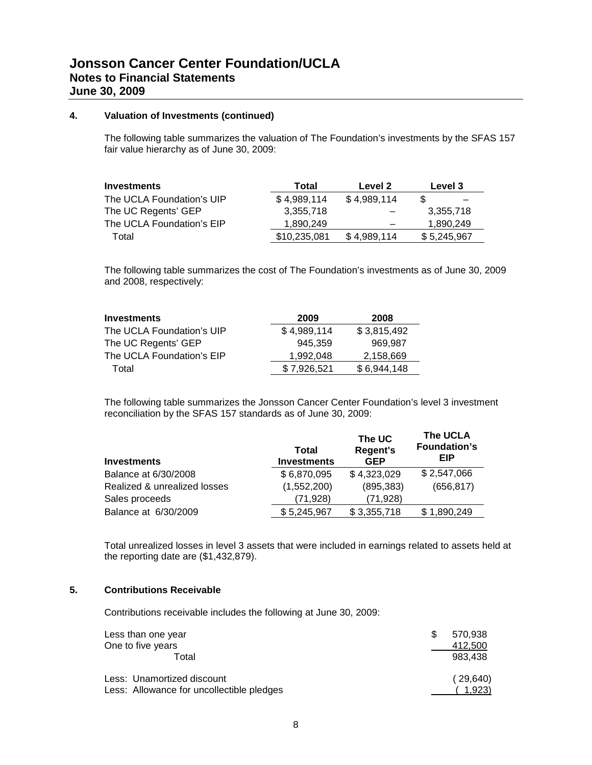# Jonsson Cancer Center Foundation/UCLA
## Notes to Financial Statements
## June 30, 2009

### 4. Valuation of Investments (continued)

The following table summarizes the valuation of The Foundation's investments by the SFAS 157 fair value hierarchy as of June 30, 2009:

| Investments | Total | Level 2 | Level 3 |
|---|---|---|---|
| The UCLA Foundation's UIP | $ 4,989,114 | $ 4,989,114 | $ – |
| The UC Regents' GEP | 3,355,718 | – | 3,355,718 |
| The UCLA Foundation's EIP | 1,890,249 | – | 1,890,249 |
| Total | $10,235,081 | $ 4,989,114 | $ 5,245,967 |

The following table summarizes the cost of The Foundation's investments as of June 30, 2009 and 2008, respectively:

| Investments | 2009 | 2008 |
|---|---|---|
| The UCLA Foundation's UIP | $ 4,989,114 | $ 3,815,492 |
| The UC Regents' GEP | 945,359 | 969,987 |
| The UCLA Foundation's EIP | 1,992,048 | 2,158,669 |
| Total | $ 7,926,521 | $ 6,944,148 |

The following table summarizes the Jonsson Cancer Center Foundation's level 3 investment reconciliation by the SFAS 157 standards as of June 30, 2009:

| Investments | Total Investments | The UC Regent's GEP | The UCLA Foundation's EIP |
|---|---|---|---|
| Balance at 6/30/2008 | $ 6,870,095 | $ 4,323,029 | $ 2,547,066 |
| Realized & unrealized losses | (1,552,200) | (895,383) | (656,817) |
| Sales proceeds | (71,928) | (71,928) | |
| Balance at 6/30/2009 | $ 5,245,967 | $ 3,355,718 | $ 1,890,249 |

Total unrealized losses in level 3 assets that were included in earnings related to assets held at the reporting date are ($1,432,879).

### 5. Contributions Receivable

Contributions receivable includes the following at June 30, 2009:

| | |
|---|---|
| Less than one year | $ 570,938 |
| One to five years | 412,500 |
| Total | 983,438 |
| Less: Unamortized discount | ( 29,640) |
| Less: Allowance for uncollectible pledges | ( 1,923) |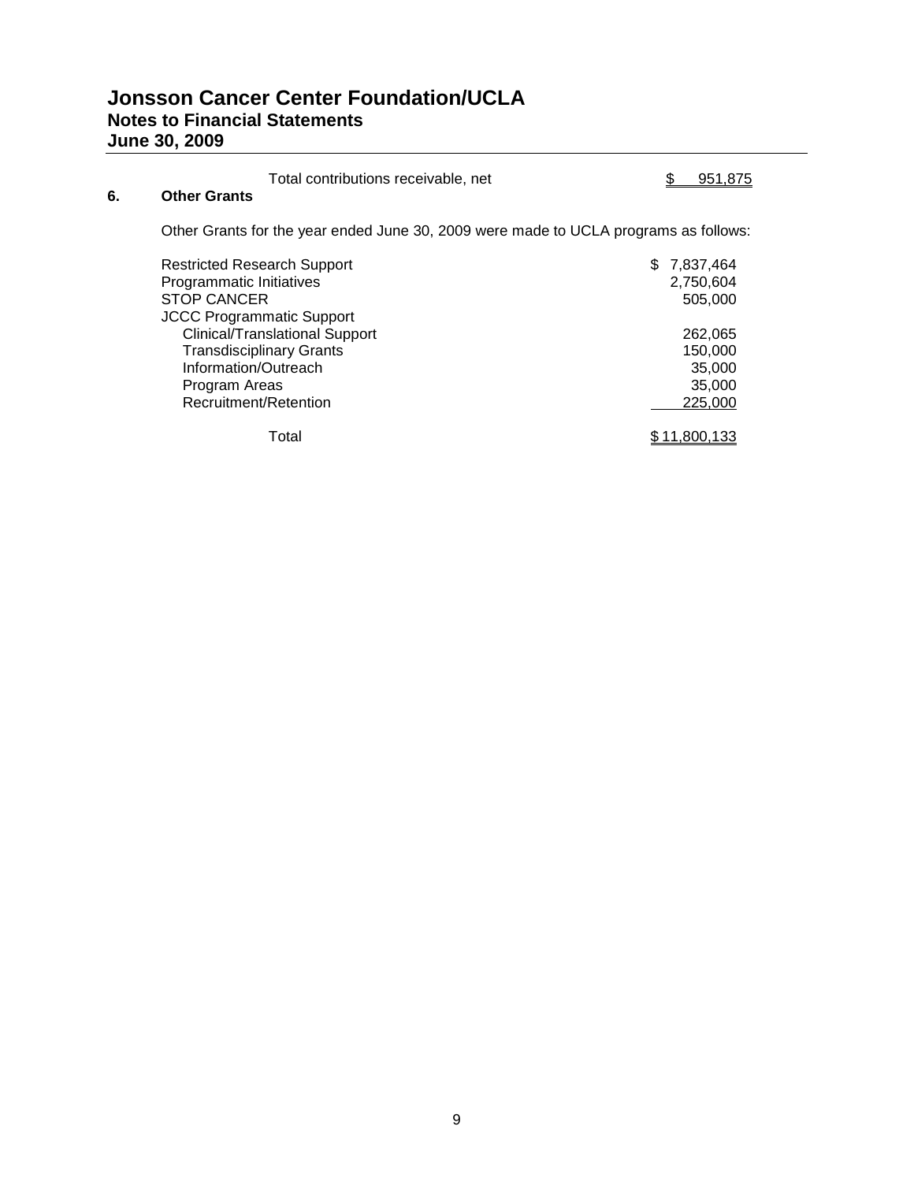# Jonsson Cancer Center Foundation/UCLA
## Notes to Financial Statements
## June 30, 2009

| | |
|---|---|
| Total contributions receivable, net | $ 951,875 |

**6. Other Grants**

Other Grants for the year ended June 30, 2009 were made to UCLA programs as follows:

| | |
|---|---|
| Restricted Research Support | $ 7,837,464 |
| Programmatic Initiatives | 2,750,604 |
| STOP CANCER | 505,000 |
| JCCC Programmatic Support | |
| Clinical/Translational Support | 262,065 |
| Transdisciplinary Grants | 150,000 |
| Information/Outreach | 35,000 |
| Program Areas | 35,000 |
| Recruitment/Retention | 225,000 |
| Total | $ 11,800,133 |